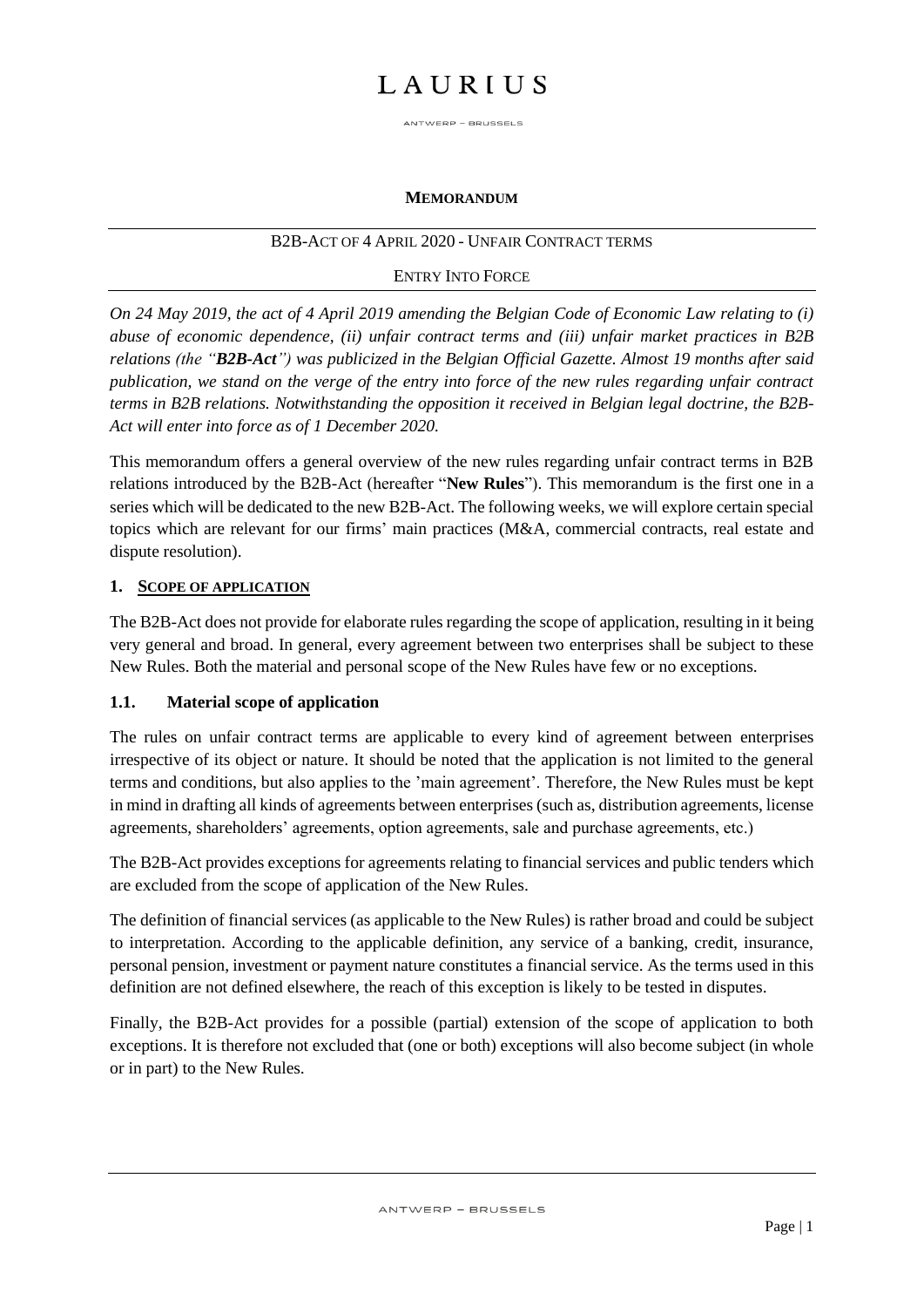# LAURIUS

ANTWERP – BRUSSELS

**MEMORANDUM**

B2B-ACT OF 4 APRIL 2020 - UNFAIR CONTRACT TERMS

ENTRY INTO FORCE

*On 24 May 2019, the act of 4 April 2019 amending the Belgian Code of Economic Law relating to (i) abuse of economic dependence, (ii) unfair contract terms and (iii) unfair market practices in B2B relations (the "**B2B-Act**") was publicized in the Belgian Official Gazette. Almost 19 months after said publication, we stand on the verge of the entry into force of the new rules regarding unfair contract terms in B2B relations. Notwithstanding the opposition it received in Belgian legal doctrine, the B2B-Act will enter into force as of 1 December 2020.*

This memorandum offers a general overview of the new rules regarding unfair contract terms in B2B relations introduced by the B2B-Act (hereafter "**New Rules**"). This memorandum is the first one in a series which will be dedicated to the new B2B-Act. The following weeks, we will explore certain special topics which are relevant for our firms' main practices (M&A, commercial contracts, real estate and dispute resolution).

## 1. SCOPE OF APPLICATION

The B2B-Act does not provide for elaborate rules regarding the scope of application, resulting in it being very general and broad. In general, every agreement between two enterprises shall be subject to these New Rules. Both the material and personal scope of the New Rules have few or no exceptions.

### 1.1. Material scope of application

The rules on unfair contract terms are applicable to every kind of agreement between enterprises irrespective of its object or nature. It should be noted that the application is not limited to the general terms and conditions, but also applies to the 'main agreement'. Therefore, the New Rules must be kept in mind in drafting all kinds of agreements between enterprises (such as, distribution agreements, license agreements, shareholders' agreements, option agreements, sale and purchase agreements, etc.)

The B2B-Act provides exceptions for agreements relating to financial services and public tenders which are excluded from the scope of application of the New Rules.

The definition of financial services (as applicable to the New Rules) is rather broad and could be subject to interpretation. According to the applicable definition, any service of a banking, credit, insurance, personal pension, investment or payment nature constitutes a financial service. As the terms used in this definition are not defined elsewhere, the reach of this exception is likely to be tested in disputes.

Finally, the B2B-Act provides for a possible (partial) extension of the scope of application to both exceptions. It is therefore not excluded that (one or both) exceptions will also become subject (in whole or in part) to the New Rules.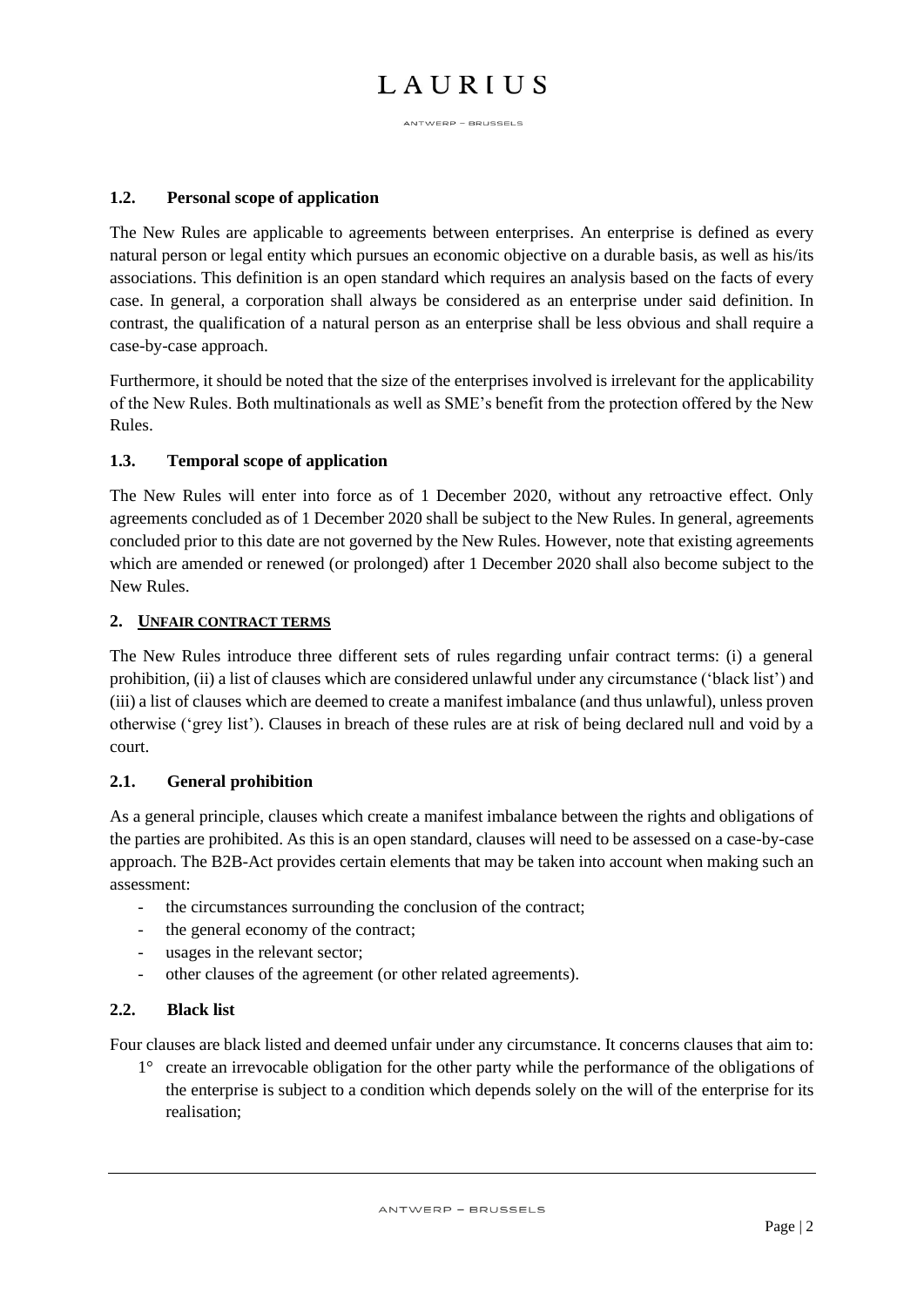### 1.2. Personal scope of application

The New Rules are applicable to agreements between enterprises. An enterprise is defined as every natural person or legal entity which pursues an economic objective on a durable basis, as well as his/its associations. This definition is an open standard which requires an analysis based on the facts of every case. In general, a corporation shall always be considered as an enterprise under said definition. In contrast, the qualification of a natural person as an enterprise shall be less obvious and shall require a case-by-case approach.

Furthermore, it should be noted that the size of the enterprises involved is irrelevant for the applicability of the New Rules. Both multinationals as well as SME's benefit from the protection offered by the New Rules.

### 1.3. Temporal scope of application

The New Rules will enter into force as of 1 December 2020, without any retroactive effect. Only agreements concluded as of 1 December 2020 shall be subject to the New Rules. In general, agreements concluded prior to this date are not governed by the New Rules. However, note that existing agreements which are amended or renewed (or prolonged) after 1 December 2020 shall also become subject to the New Rules.

## 2. <u>UNFAIR CONTRACT TERMS</u>

The New Rules introduce three different sets of rules regarding unfair contract terms: (i) a general prohibition, (ii) a list of clauses which are considered unlawful under any circumstance ('black list') and (iii) a list of clauses which are deemed to create a manifest imbalance (and thus unlawful), unless proven otherwise ('grey list'). Clauses in breach of these rules are at risk of being declared null and void by a court.

### 2.1. General prohibition

As a general principle, clauses which create a manifest imbalance between the rights and obligations of the parties are prohibited. As this is an open standard, clauses will need to be assessed on a case-by-case approach. The B2B-Act provides certain elements that may be taken into account when making such an assessment:

- the circumstances surrounding the conclusion of the contract;
- the general economy of the contract;
- usages in the relevant sector;
- other clauses of the agreement (or other related agreements).

### 2.2. Black list

Four clauses are black listed and deemed unfair under any circumstance. It concerns clauses that aim to:

1° create an irrevocable obligation for the other party while the performance of the obligations of the enterprise is subject to a condition which depends solely on the will of the enterprise for its realisation;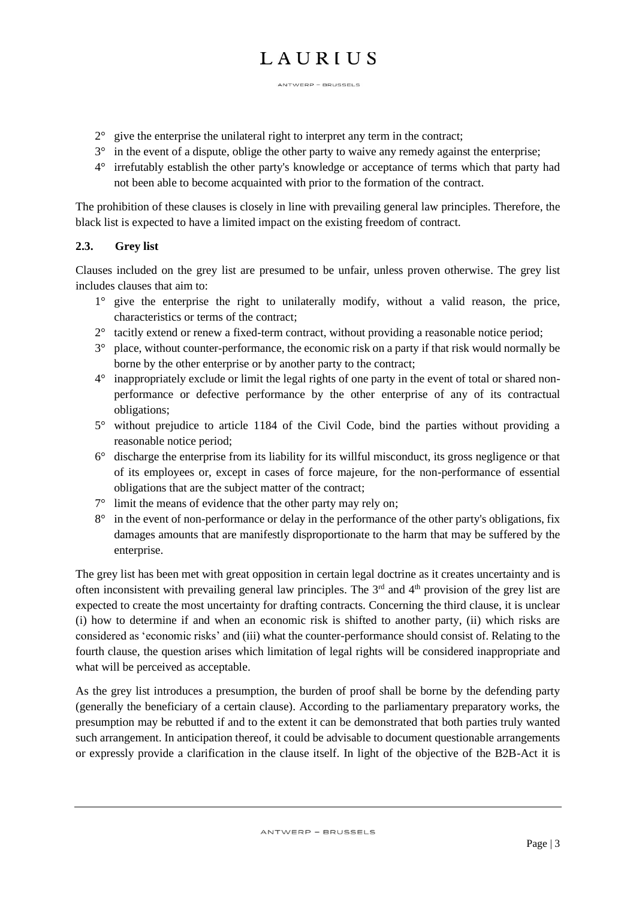2° give the enterprise the unilateral right to interpret any term in the contract;

3° in the event of a dispute, oblige the other party to waive any remedy against the enterprise;

4° irrefutably establish the other party's knowledge or acceptance of terms which that party had not been able to become acquainted with prior to the formation of the contract.

The prohibition of these clauses is closely in line with prevailing general law principles. Therefore, the black list is expected to have a limited impact on the existing freedom of contract.

### 2.3. Grey list

Clauses included on the grey list are presumed to be unfair, unless proven otherwise. The grey list includes clauses that aim to:

1° give the enterprise the right to unilaterally modify, without a valid reason, the price, characteristics or terms of the contract;

2° tacitly extend or renew a fixed-term contract, without providing a reasonable notice period;

3° place, without counter-performance, the economic risk on a party if that risk would normally be borne by the other enterprise or by another party to the contract;

4° inappropriately exclude or limit the legal rights of one party in the event of total or shared non-performance or defective performance by the other enterprise of any of its contractual obligations;

5° without prejudice to article 1184 of the Civil Code, bind the parties without providing a reasonable notice period;

6° discharge the enterprise from its liability for its willful misconduct, its gross negligence or that of its employees or, except in cases of force majeure, for the non-performance of essential obligations that are the subject matter of the contract;

7° limit the means of evidence that the other party may rely on;

8° in the event of non-performance or delay in the performance of the other party's obligations, fix damages amounts that are manifestly disproportionate to the harm that may be suffered by the enterprise.

The grey list has been met with great opposition in certain legal doctrine as it creates uncertainty and is often inconsistent with prevailing general law principles. The 3rd and 4th provision of the grey list are expected to create the most uncertainty for drafting contracts. Concerning the third clause, it is unclear (i) how to determine if and when an economic risk is shifted to another party, (ii) which risks are considered as 'economic risks' and (iii) what the counter-performance should consist of. Relating to the fourth clause, the question arises which limitation of legal rights will be considered inappropriate and what will be perceived as acceptable.

As the grey list introduces a presumption, the burden of proof shall be borne by the defending party (generally the beneficiary of a certain clause). According to the parliamentary preparatory works, the presumption may be rebutted if and to the extent it can be demonstrated that both parties truly wanted such arrangement. In anticipation thereof, it could be advisable to document questionable arrangements or expressly provide a clarification in the clause itself. In light of the objective of the B2B-Act it is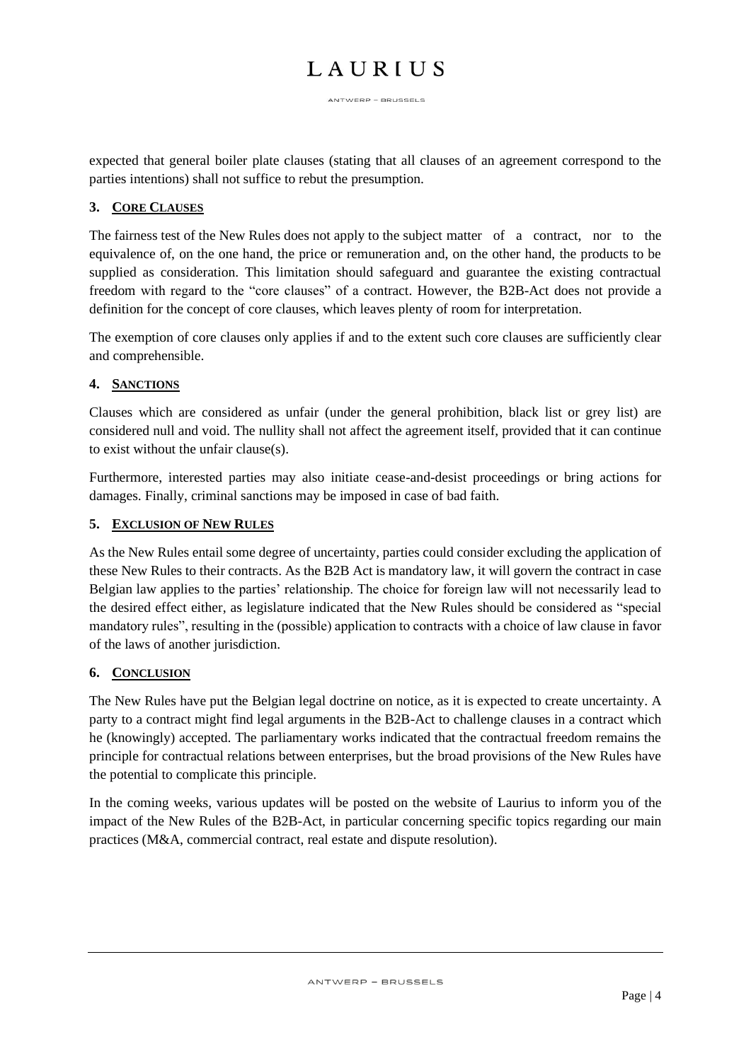expected that general boiler plate clauses (stating that all clauses of an agreement correspond to the parties intentions) shall not suffice to rebut the presumption.

## 3. CORE CLAUSES

The fairness test of the New Rules does not apply to the subject matter of a contract, nor to the equivalence of, on the one hand, the price or remuneration and, on the other hand, the products to be supplied as consideration. This limitation should safeguard and guarantee the existing contractual freedom with regard to the "core clauses" of a contract. However, the B2B-Act does not provide a definition for the concept of core clauses, which leaves plenty of room for interpretation.

The exemption of core clauses only applies if and to the extent such core clauses are sufficiently clear and comprehensible.

## 4. SANCTIONS

Clauses which are considered as unfair (under the general prohibition, black list or grey list) are considered null and void. The nullity shall not affect the agreement itself, provided that it can continue to exist without the unfair clause(s).

Furthermore, interested parties may also initiate cease-and-desist proceedings or bring actions for damages. Finally, criminal sanctions may be imposed in case of bad faith.

## 5. EXCLUSION OF NEW RULES

As the New Rules entail some degree of uncertainty, parties could consider excluding the application of these New Rules to their contracts. As the B2B Act is mandatory law, it will govern the contract in case Belgian law applies to the parties' relationship. The choice for foreign law will not necessarily lead to the desired effect either, as legislature indicated that the New Rules should be considered as "special mandatory rules", resulting in the (possible) application to contracts with a choice of law clause in favor of the laws of another jurisdiction.

## 6. CONCLUSION

The New Rules have put the Belgian legal doctrine on notice, as it is expected to create uncertainty. A party to a contract might find legal arguments in the B2B-Act to challenge clauses in a contract which he (knowingly) accepted. The parliamentary works indicated that the contractual freedom remains the principle for contractual relations between enterprises, but the broad provisions of the New Rules have the potential to complicate this principle.

In the coming weeks, various updates will be posted on the website of Laurius to inform you of the impact of the New Rules of the B2B-Act, in particular concerning specific topics regarding our main practices (M&A, commercial contract, real estate and dispute resolution).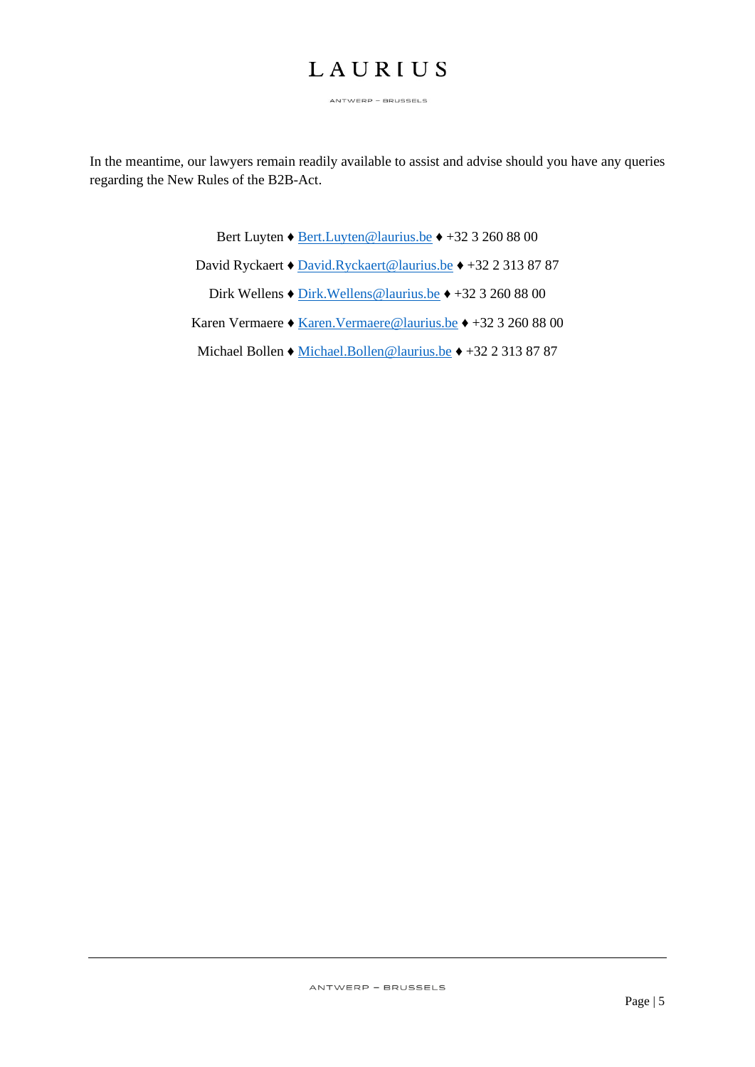In the meantime, our lawyers remain readily available to assist and advise should you have any queries regarding the New Rules of the B2B-Act.

Bert Luyten ♦ Bert.Luyten@laurius.be ♦ +32 3 260 88 00

David Ryckaert ♦ David.Ryckaert@laurius.be ♦ +32 2 313 87 87

Dirk Wellens ♦ Dirk.Wellens@laurius.be ♦ +32 3 260 88 00

Karen Vermaere ♦ Karen.Vermaere@laurius.be ♦ +32 3 260 88 00

Michael Bollen ♦ Michael.Bollen@laurius.be ♦ +32 2 313 87 87